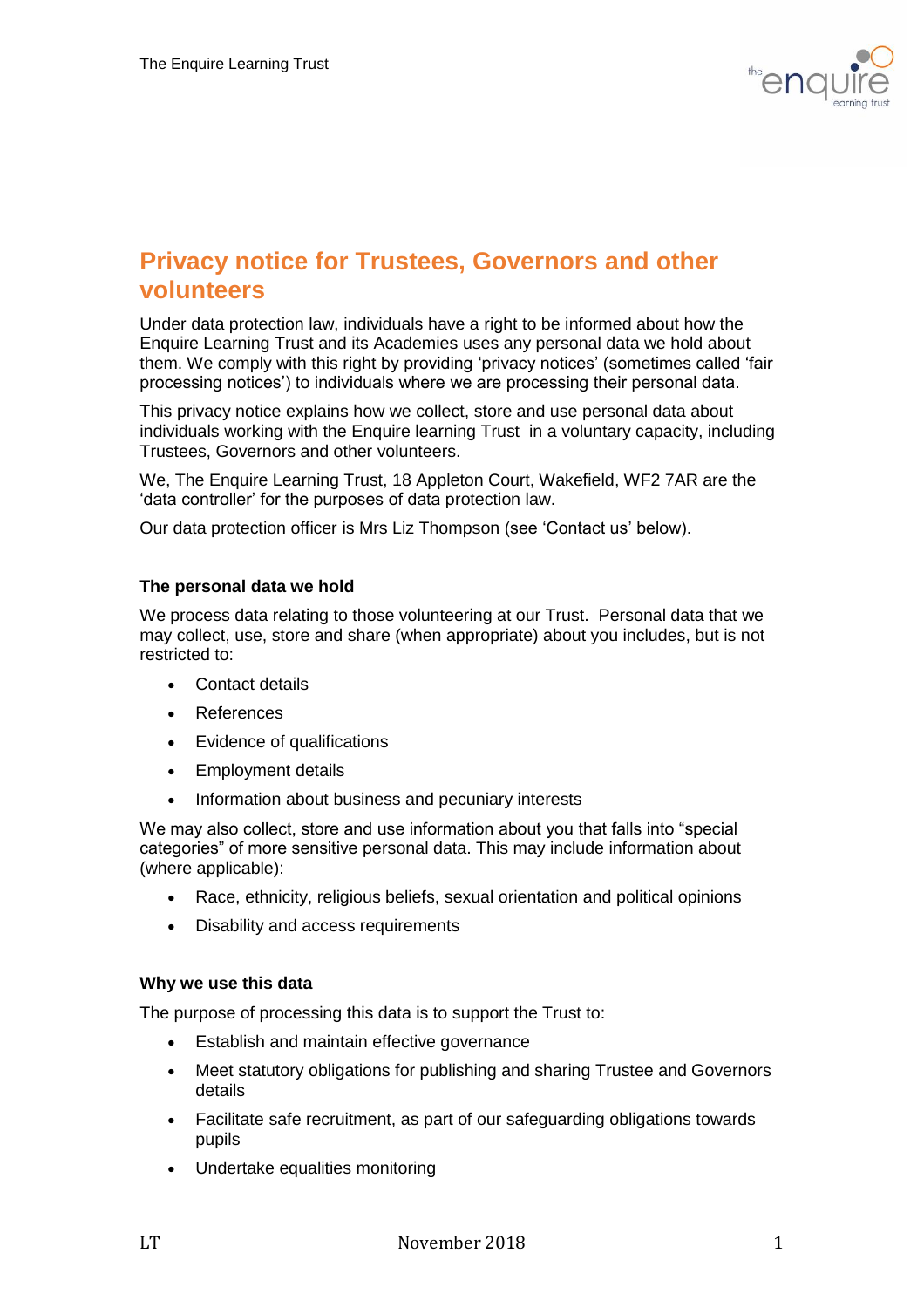# Privacy notice for Trustees, Governors and other volunteers

Under data protection law, individuals have a right to be informed about how the Enquire Learning Trust and its Academies uses any personal data we hold about them. We comply with this right by providing 'privacy notices' (sometimes called 'fair processing notices') to individuals where we are processing their personal data.

This privacy notice explains how we collect, store and use personal data about individuals working with the Enquire learning Trust in a voluntary capacity, including Trustees, Governors and other volunteers.

We, The Enquire Learning Trust, 18 Appleton Court, Wakefield, WF2 7AR are the 'data controller' for the purposes of data protection law.

Our data protection officer is Mrs Liz Thompson (see 'Contact us' below).

### The personal data we hold

We process data relating to those volunteering at our Trust. Personal data that we may collect, use, store and share (when appropriate) about you includes, but is not restricted to:

- Contact details
- References
- Evidence of qualifications
- Employment details
- Information about business and pecuniary interests

We may also collect, store and use information about you that falls into "special categories" of more sensitive personal data. This may include information about (where applicable):

- Race, ethnicity, religious beliefs, sexual orientation and political opinions
- Disability and access requirements

### Why we use this data

The purpose of processing this data is to support the Trust to:

- Establish and maintain effective governance
- Meet statutory obligations for publishing and sharing Trustee and Governors details
- Facilitate safe recruitment, as part of our safeguarding obligations towards pupils
- Undertake equalities monitoring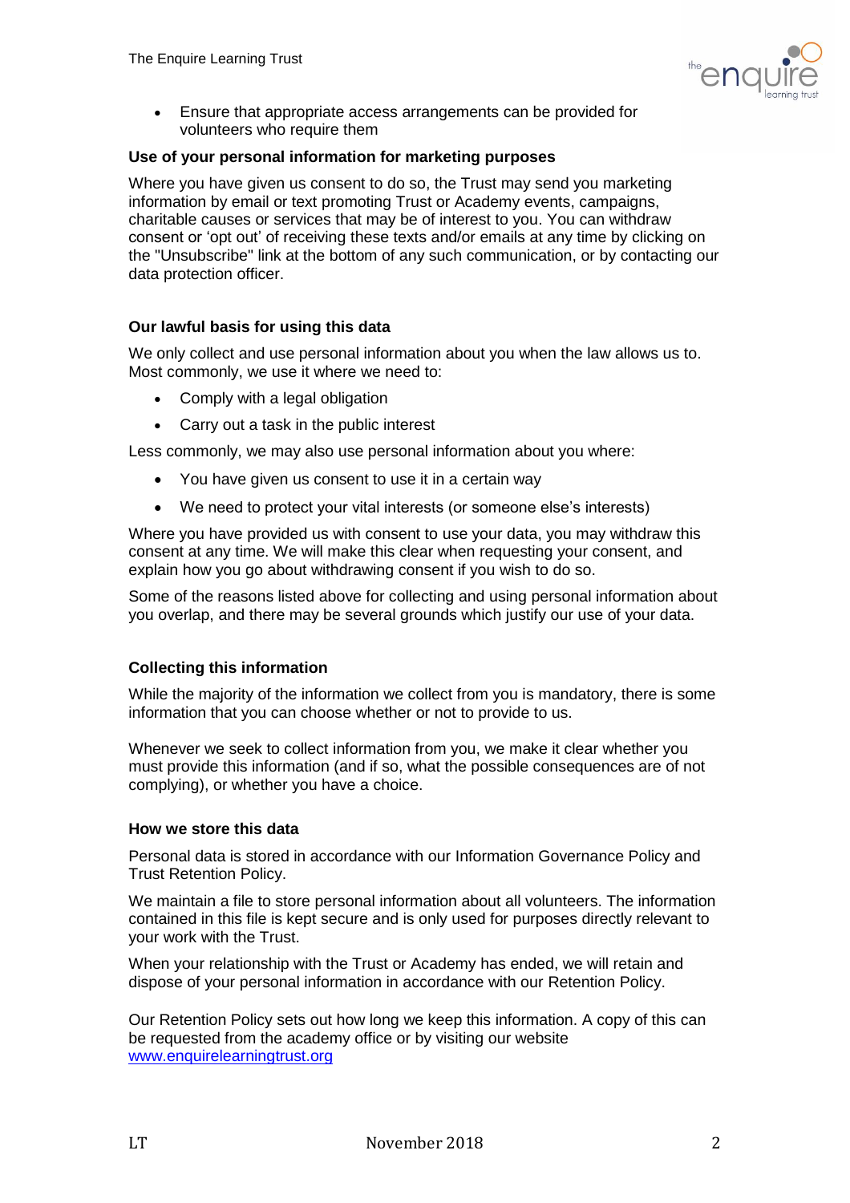- Ensure that appropriate access arrangements can be provided for volunteers who require them

**Use of your personal information for marketing purposes**

Where you have given us consent to do so, the Trust may send you marketing information by email or text promoting Trust or Academy events, campaigns, charitable causes or services that may be of interest to you. You can withdraw consent or 'opt out' of receiving these texts and/or emails at any time by clicking on the "Unsubscribe" link at the bottom of any such communication, or by contacting our data protection officer.

**Our lawful basis for using this data**

We only collect and use personal information about you when the law allows us to. Most commonly, we use it where we need to:

- Comply with a legal obligation
- Carry out a task in the public interest

Less commonly, we may also use personal information about you where:

- You have given us consent to use it in a certain way
- We need to protect your vital interests (or someone else's interests)

Where you have provided us with consent to use your data, you may withdraw this consent at any time. We will make this clear when requesting your consent, and explain how you go about withdrawing consent if you wish to do so.

Some of the reasons listed above for collecting and using personal information about you overlap, and there may be several grounds which justify our use of your data.

**Collecting this information**

While the majority of the information we collect from you is mandatory, there is some information that you can choose whether or not to provide to us.

Whenever we seek to collect information from you, we make it clear whether you must provide this information (and if so, what the possible consequences are of not complying), or whether you have a choice.

**How we store this data**

Personal data is stored in accordance with our Information Governance Policy and Trust Retention Policy.

We maintain a file to store personal information about all volunteers. The information contained in this file is kept secure and is only used for purposes directly relevant to your work with the Trust.

When your relationship with the Trust or Academy has ended, we will retain and dispose of your personal information in accordance with our Retention Policy.

Our Retention Policy sets out how long we keep this information. A copy of this can be requested from the academy office or by visiting our website [www.enquirelearningtrust.org](http://www.enquirelearningtrust.org)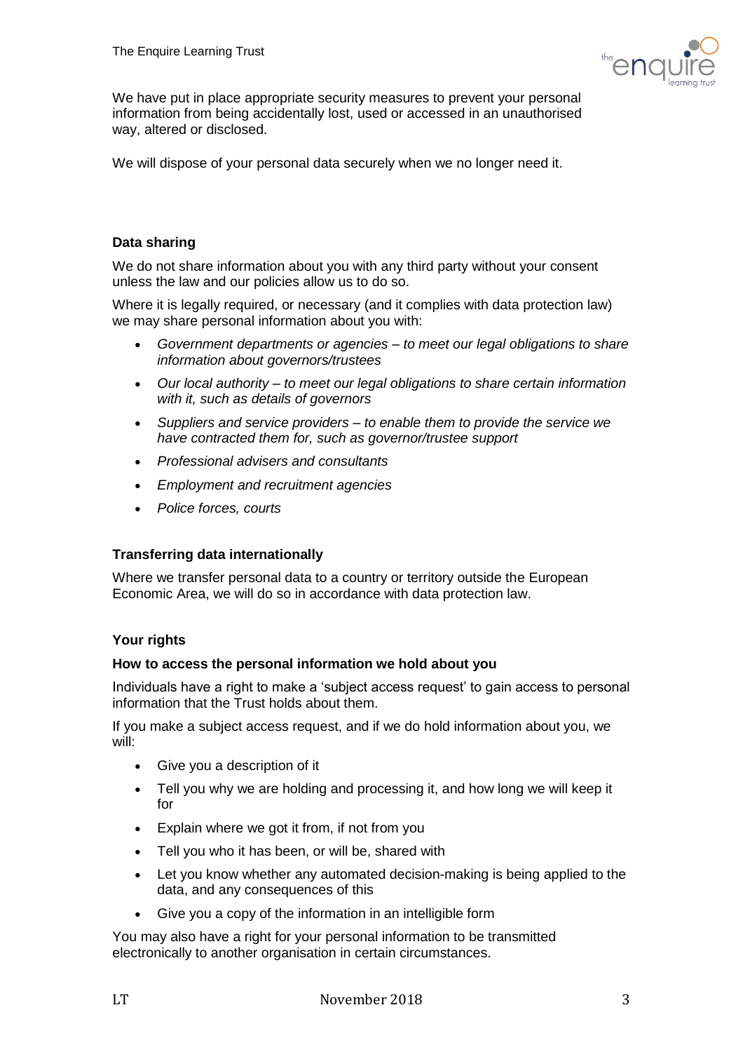We have put in place appropriate security measures to prevent your personal information from being accidentally lost, used or accessed in an unauthorised way, altered or disclosed.

We will dispose of your personal data securely when we no longer need it.

**Data sharing**

We do not share information about you with any third party without your consent unless the law and our policies allow us to do so.

Where it is legally required, or necessary (and it complies with data protection law) we may share personal information about you with:

- *Government departments or agencies – to meet our legal obligations to share information about governors/trustees*
- *Our local authority – to meet our legal obligations to share certain information with it, such as details of governors*
- *Suppliers and service providers – to enable them to provide the service we have contracted them for, such as governor/trustee support*
- *Professional advisers and consultants*
- *Employment and recruitment agencies*
- *Police forces, courts*

**Transferring data internationally**

Where we transfer personal data to a country or territory outside the European Economic Area, we will do so in accordance with data protection law.

**Your rights**

**How to access the personal information we hold about you**

Individuals have a right to make a 'subject access request' to gain access to personal information that the Trust holds about them.

If you make a subject access request, and if we do hold information about you, we will:

- Give you a description of it
- Tell you why we are holding and processing it, and how long we will keep it for
- Explain where we got it from, if not from you
- Tell you who it has been, or will be, shared with
- Let you know whether any automated decision-making is being applied to the data, and any consequences of this
- Give you a copy of the information in an intelligible form

You may also have a right for your personal information to be transmitted electronically to another organisation in certain circumstances.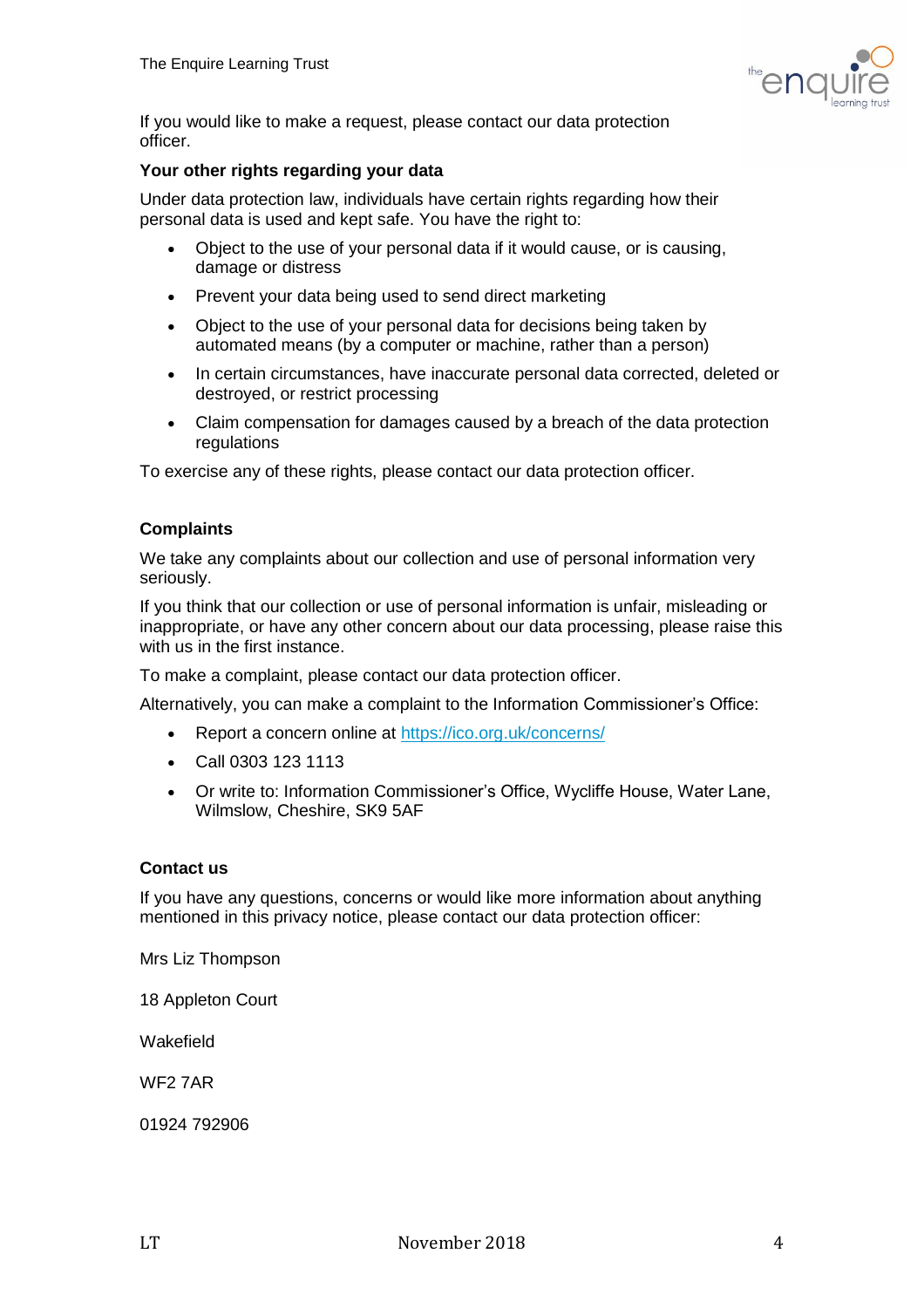If you would like to make a request, please contact our data protection officer.

**Your other rights regarding your data**

Under data protection law, individuals have certain rights regarding how their personal data is used and kept safe. You have the right to:

- Object to the use of your personal data if it would cause, or is causing, damage or distress
- Prevent your data being used to send direct marketing
- Object to the use of your personal data for decisions being taken by automated means (by a computer or machine, rather than a person)
- In certain circumstances, have inaccurate personal data corrected, deleted or destroyed, or restrict processing
- Claim compensation for damages caused by a breach of the data protection regulations

To exercise any of these rights, please contact our data protection officer.

**Complaints**

We take any complaints about our collection and use of personal information very seriously.

If you think that our collection or use of personal information is unfair, misleading or inappropriate, or have any other concern about our data processing, please raise this with us in the first instance.

To make a complaint, please contact our data protection officer.

Alternatively, you can make a complaint to the Information Commissioner's Office:

- Report a concern online at [https://ico.org.uk/concerns/](https://ico.org.uk/concerns/)
- Call 0303 123 1113
- Or write to: Information Commissioner's Office, Wycliffe House, Water Lane, Wilmslow, Cheshire, SK9 5AF

**Contact us**

If you have any questions, concerns or would like more information about anything mentioned in this privacy notice, please contact our data protection officer:

Mrs Liz Thompson

18 Appleton Court

Wakefield

WF2 7AR

01924 792906